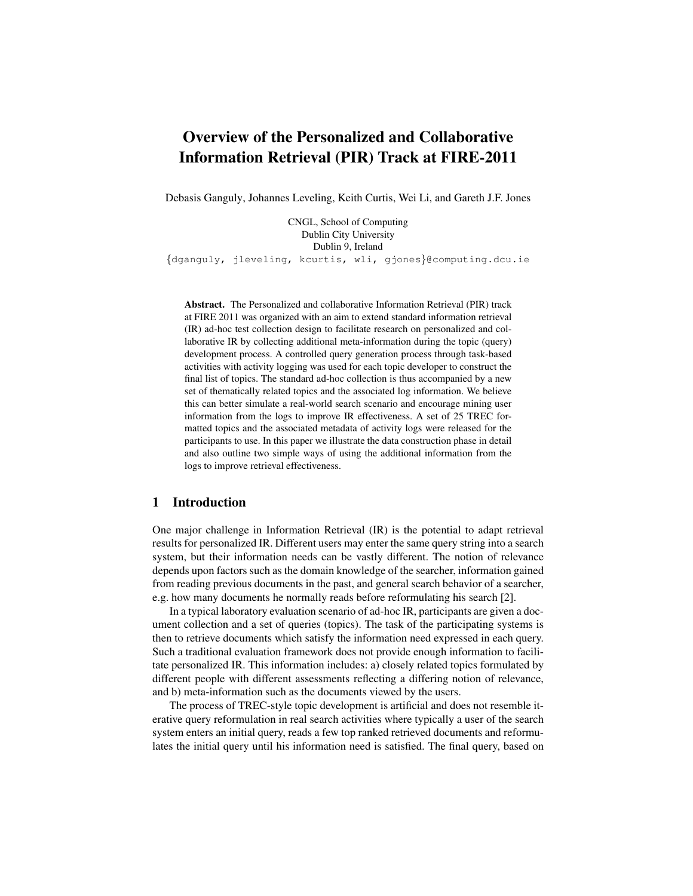# Overview of the Personalized and Collaborative Information Retrieval (PIR) Track at FIRE-2011

Debasis Ganguly, Johannes Leveling, Keith Curtis, Wei Li, and Gareth J.F. Jones

CNGL, School of Computing
Dublin City University
Dublin 9, Ireland
{dganguly, jleveling, kcurtis, wli, gjones}@computing.dcu.ie

**Abstract.** The Personalized and collaborative Information Retrieval (PIR) track at FIRE 2011 was organized with an aim to extend standard information retrieval (IR) ad-hoc test collection design to facilitate research on personalized and collaborative IR by collecting additional meta-information during the topic (query) development process. A controlled query generation process through task-based activities with activity logging was used for each topic developer to construct the final list of topics. The standard ad-hoc collection is thus accompanied by a new set of thematically related topics and the associated log information. We believe this can better simulate a real-world search scenario and encourage mining user information from the logs to improve IR effectiveness. A set of 25 TREC formatted topics and the associated metadata of activity logs were released for the participants to use. In this paper we illustrate the data construction phase in detail and also outline two simple ways of using the additional information from the logs to improve retrieval effectiveness.

## 1 Introduction

One major challenge in Information Retrieval (IR) is the potential to adapt retrieval results for personalized IR. Different users may enter the same query string into a search system, but their information needs can be vastly different. The notion of relevance depends upon factors such as the domain knowledge of the searcher, information gained from reading previous documents in the past, and general search behavior of a searcher, e.g. how many documents he normally reads before reformulating his search [2].

In a typical laboratory evaluation scenario of ad-hoc IR, participants are given a document collection and a set of queries (topics). The task of the participating systems is then to retrieve documents which satisfy the information need expressed in each query. Such a traditional evaluation framework does not provide enough information to facilitate personalized IR. This information includes: a) closely related topics formulated by different people with different assessments reflecting a differing notion of relevance, and b) meta-information such as the documents viewed by the users.

The process of TREC-style topic development is artificial and does not resemble iterative query reformulation in real search activities where typically a user of the search system enters an initial query, reads a few top ranked retrieved documents and reformulates the initial query until his information need is satisfied. The final query, based on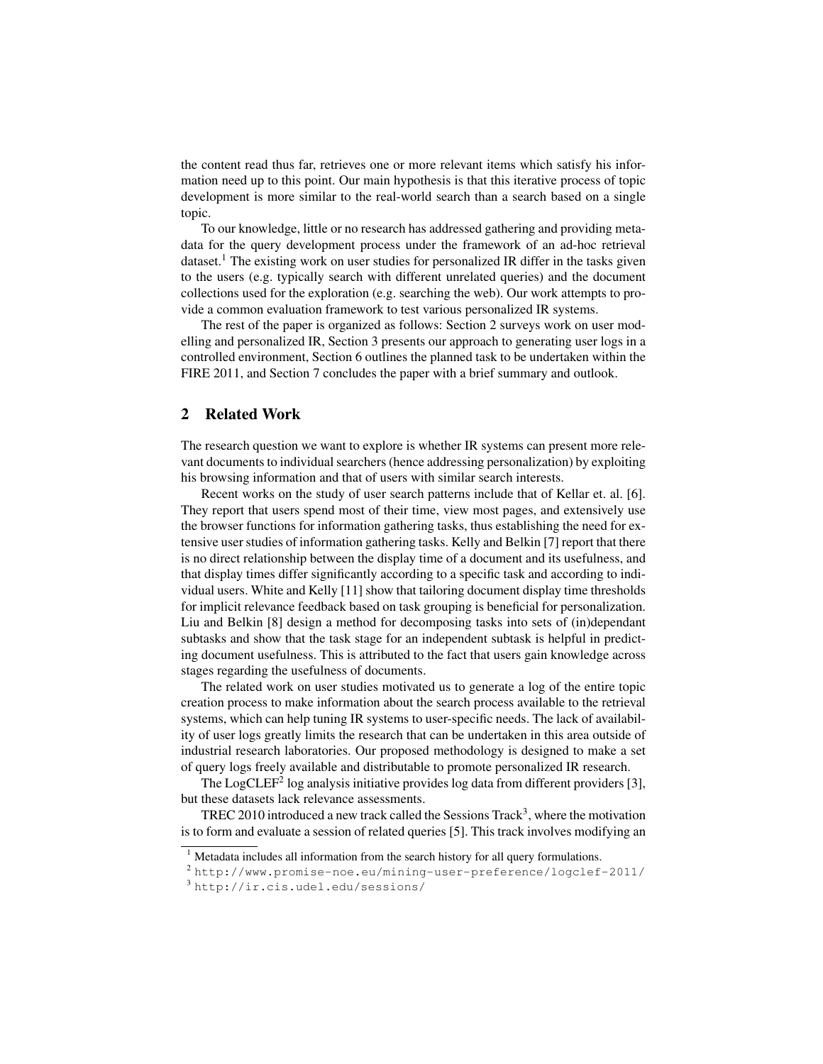the content read thus far, retrieves one or more relevant items which satisfy his information need up to this point. Our main hypothesis is that this iterative process of topic development is more similar to the real-world search than a search based on a single topic.

To our knowledge, little or no research has addressed gathering and providing metadata for the query development process under the framework of an ad-hoc retrieval dataset.[1] The existing work on user studies for personalized IR differ in the tasks given to the users (e.g. typically search with different unrelated queries) and the document collections used for the exploration (e.g. searching the web). Our work attempts to provide a common evaluation framework to test various personalized IR systems.

The rest of the paper is organized as follows: Section 2 surveys work on user modelling and personalized IR, Section 3 presents our approach to generating user logs in a controlled environment, Section 6 outlines the planned task to be undertaken within the FIRE 2011, and Section 7 concludes the paper with a brief summary and outlook.

## 2 Related Work

The research question we want to explore is whether IR systems can present more relevant documents to individual searchers (hence addressing personalization) by exploiting his browsing information and that of users with similar search interests.

Recent works on the study of user search patterns include that of Kellar et. al. [6]. They report that users spend most of their time, view most pages, and extensively use the browser functions for information gathering tasks, thus establishing the need for extensive user studies of information gathering tasks. Kelly and Belkin [7] report that there is no direct relationship between the display time of a document and its usefulness, and that display times differ significantly according to a specific task and according to individual users. White and Kelly [11] show that tailoring document display time thresholds for implicit relevance feedback based on task grouping is beneficial for personalization. Liu and Belkin [8] design a method for decomposing tasks into sets of (in)dependant subtasks and show that the task stage for an independent subtask is helpful in predicting document usefulness. This is attributed to the fact that users gain knowledge across stages regarding the usefulness of documents.

The related work on user studies motivated us to generate a log of the entire topic creation process to make information about the search process available to the retrieval systems, which can help tuning IR systems to user-specific needs. The lack of availability of user logs greatly limits the research that can be undertaken in this area outside of industrial research laboratories. Our proposed methodology is designed to make a set of query logs freely available and distributable to promote personalized IR research.

The LogCLEF[2] log analysis initiative provides log data from different providers [3], but these datasets lack relevance assessments.

TREC 2010 introduced a new track called the Sessions Track[3], where the motivation is to form and evaluate a session of related queries [5]. This track involves modifying an

---

[1] Metadata includes all information from the search history for all query formulations.

[2] http://www.promise-noe.eu/mining-user-preference/logclef-2011/

[3] http://ir.cis.udel.edu/sessions/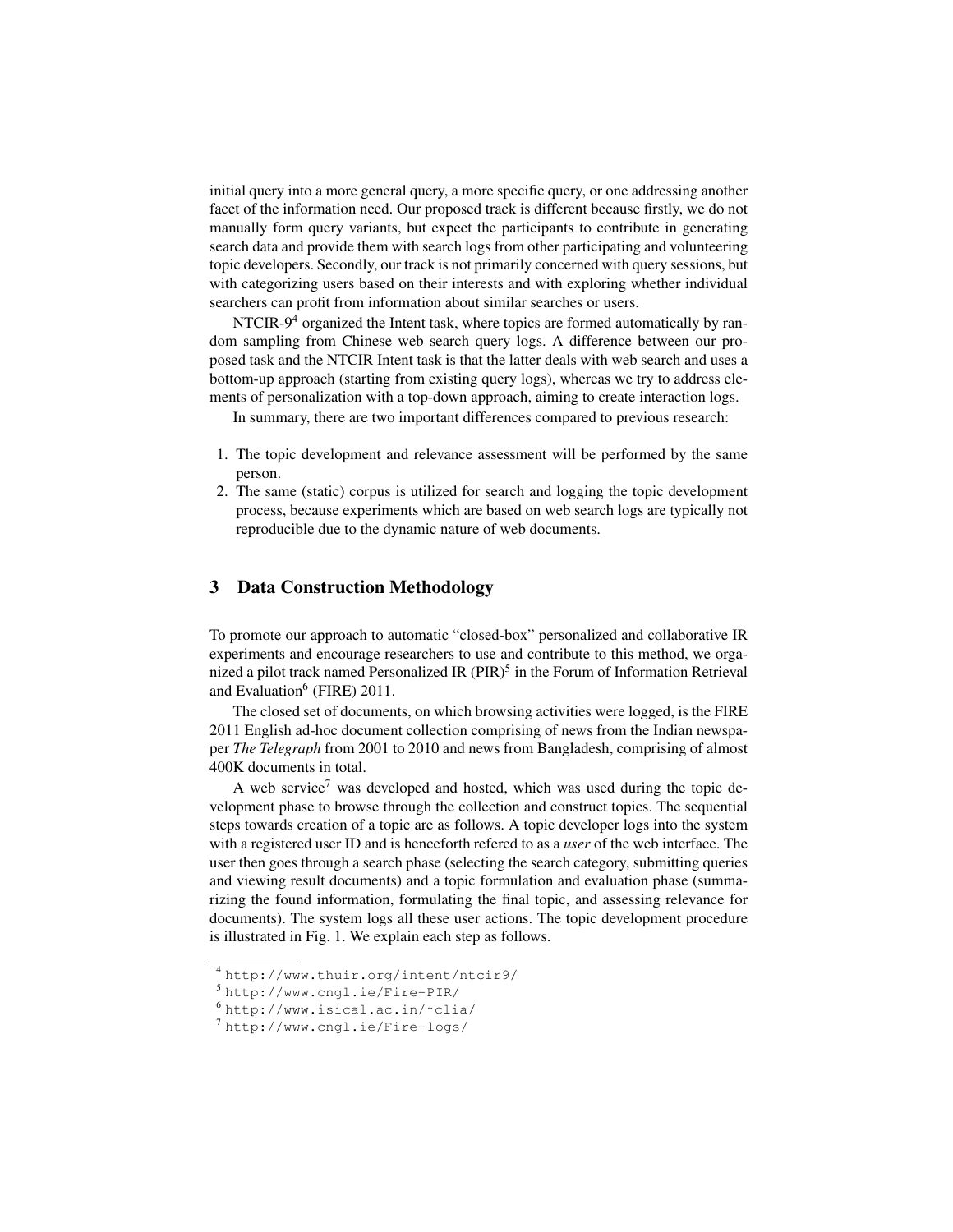initial query into a more general query, a more specific query, or one addressing another facet of the information need. Our proposed track is different because firstly, we do not manually form query variants, but expect the participants to contribute in generating search data and provide them with search logs from other participating and volunteering topic developers. Secondly, our track is not primarily concerned with query sessions, but with categorizing users based on their interests and with exploring whether individual searchers can profit from information about similar searches or users.

NTCIR-9[4] organized the Intent task, where topics are formed automatically by random sampling from Chinese web search query logs. A difference between our proposed task and the NTCIR Intent task is that the latter deals with web search and uses a bottom-up approach (starting from existing query logs), whereas we try to address elements of personalization with a top-down approach, aiming to create interaction logs.

In summary, there are two important differences compared to previous research:

1. The topic development and relevance assessment will be performed by the same person.
2. The same (static) corpus is utilized for search and logging the topic development process, because experiments which are based on web search logs are typically not reproducible due to the dynamic nature of web documents.

## 3 Data Construction Methodology

To promote our approach to automatic "closed-box" personalized and collaborative IR experiments and encourage researchers to use and contribute to this method, we organized a pilot track named Personalized IR (PIR)[5] in the Forum of Information Retrieval and Evaluation[6] (FIRE) 2011.

The closed set of documents, on which browsing activities were logged, is the FIRE 2011 English ad-hoc document collection comprising of news from the Indian newspaper *The Telegraph* from 2001 to 2010 and news from Bangladesh, comprising of almost 400K documents in total.

A web service[7] was developed and hosted, which was used during the topic development phase to browse through the collection and construct topics. The sequential steps towards creation of a topic are as follows. A topic developer logs into the system with a registered user ID and is henceforth refered to as a *user* of the web interface. The user then goes through a search phase (selecting the search category, submitting queries and viewing result documents) and a topic formulation and evaluation phase (summarizing the found information, formulating the final topic, and assessing relevance for documents). The system logs all these user actions. The topic development procedure is illustrated in Fig. 1. We explain each step as follows.

---

[4] http://www.thuir.org/intent/ntcir9/

[5] http://www.cngl.ie/Fire-PIR/

[6] http://www.isical.ac.in/~clia/

[7] http://www.cngl.ie/Fire-logs/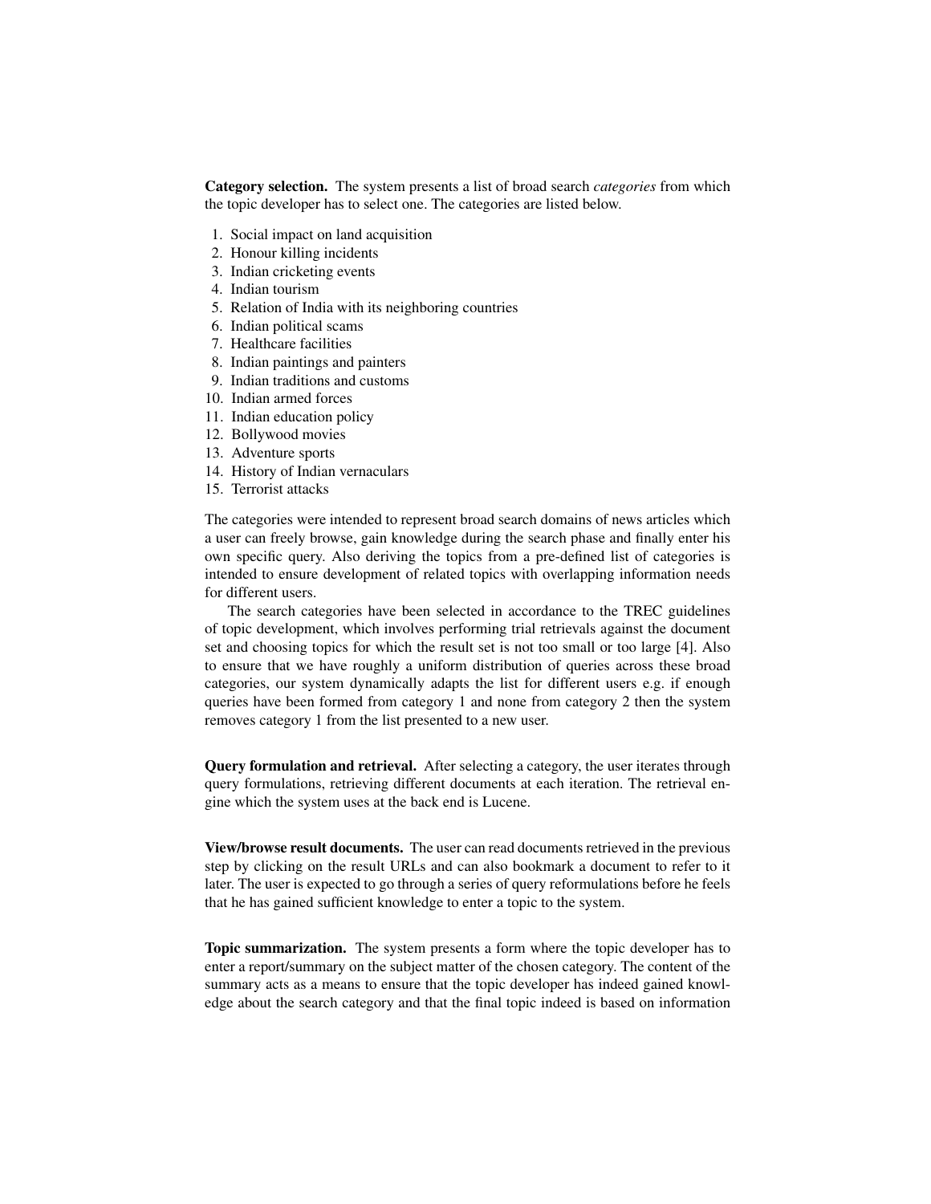**Category selection.** The system presents a list of broad search *categories* from which the topic developer has to select one. The categories are listed below.

1. Social impact on land acquisition
2. Honour killing incidents
3. Indian cricketing events
4. Indian tourism
5. Relation of India with its neighboring countries
6. Indian political scams
7. Healthcare facilities
8. Indian paintings and painters
9. Indian traditions and customs
10. Indian armed forces
11. Indian education policy
12. Bollywood movies
13. Adventure sports
14. History of Indian vernaculars
15. Terrorist attacks

The categories were intended to represent broad search domains of news articles which a user can freely browse, gain knowledge during the search phase and finally enter his own specific query. Also deriving the topics from a pre-defined list of categories is intended to ensure development of related topics with overlapping information needs for different users.

The search categories have been selected in accordance to the TREC guidelines of topic development, which involves performing trial retrievals against the document set and choosing topics for which the result set is not too small or too large [4]. Also to ensure that we have roughly a uniform distribution of queries across these broad categories, our system dynamically adapts the list for different users e.g. if enough queries have been formed from category 1 and none from category 2 then the system removes category 1 from the list presented to a new user.

**Query formulation and retrieval.** After selecting a category, the user iterates through query formulations, retrieving different documents at each iteration. The retrieval engine which the system uses at the back end is Lucene.

**View/browse result documents.** The user can read documents retrieved in the previous step by clicking on the result URLs and can also bookmark a document to refer to it later. The user is expected to go through a series of query reformulations before he feels that he has gained sufficient knowledge to enter a topic to the system.

**Topic summarization.** The system presents a form where the topic developer has to enter a report/summary on the subject matter of the chosen category. The content of the summary acts as a means to ensure that the topic developer has indeed gained knowledge about the search category and that the final topic indeed is based on information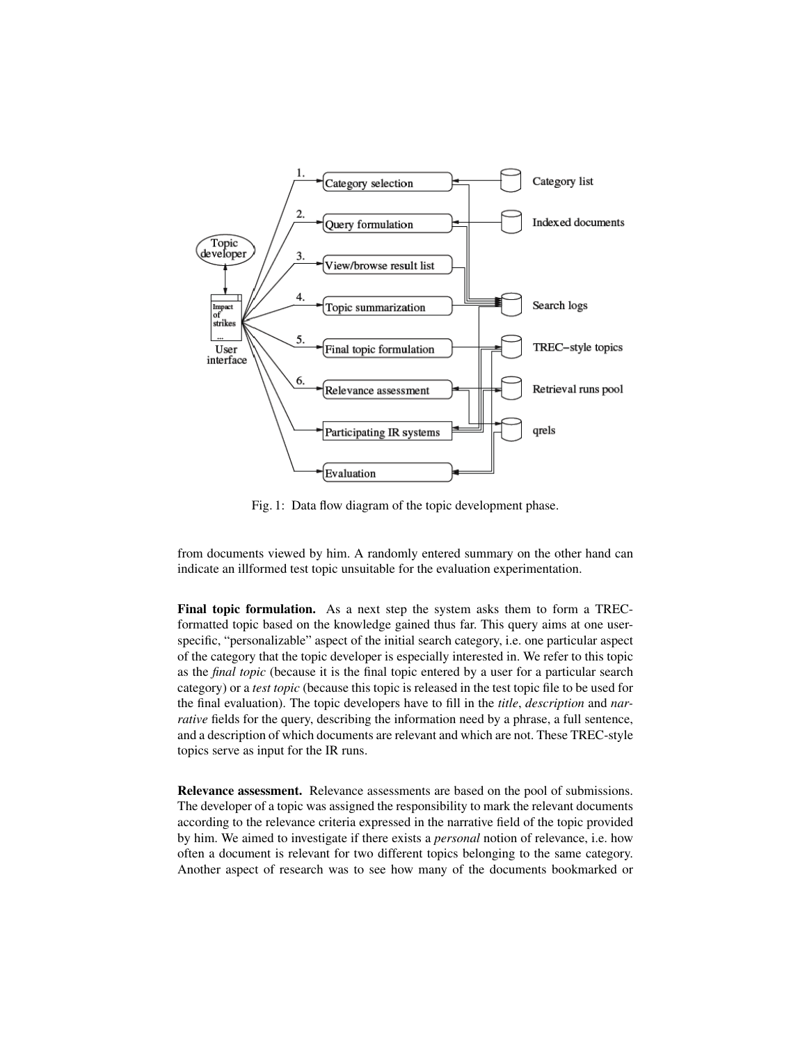Fig. 1: Data flow diagram of the topic development phase.

from documents viewed by him. A randomly entered summary on the other hand can indicate an illformed test topic unsuitable for the evaluation experimentation.

**Final topic formulation.** As a next step the system asks them to form a TREC-formatted topic based on the knowledge gained thus far. This query aims at one user-specific, "personalizable" aspect of the initial search category, i.e. one particular aspect of the category that the topic developer is especially interested in. We refer to this topic as the *final topic* (because it is the final topic entered by a user for a particular search category) or a *test topic* (because this topic is released in the test topic file to be used for the final evaluation). The topic developers have to fill in the *title*, *description* and *narrative* fields for the query, describing the information need by a phrase, a full sentence, and a description of which documents are relevant and which are not. These TREC-style topics serve as input for the IR runs.

**Relevance assessment.** Relevance assessments are based on the pool of submissions. The developer of a topic was assigned the responsibility to mark the relevant documents according to the relevance criteria expressed in the narrative field of the topic provided by him. We aimed to investigate if there exists a *personal* notion of relevance, i.e. how often a document is relevant for two different topics belonging to the same category. Another aspect of research was to see how many of the documents bookmarked or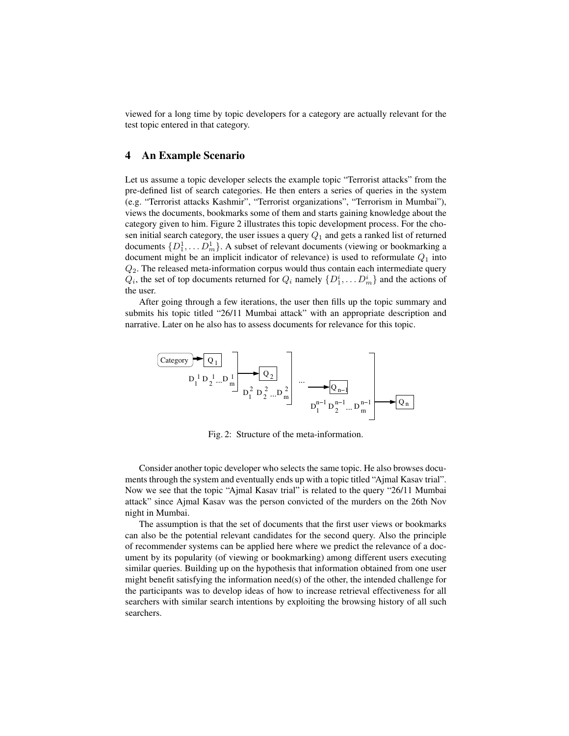viewed for a long time by topic developers for a category are actually relevant for the test topic entered in that category.

## 4 An Example Scenario

Let us assume a topic developer selects the example topic "Terrorist attacks" from the pre-defined list of search categories. He then enters a series of queries in the system (e.g. "Terrorist attacks Kashmir", "Terrorist organizations", "Terrorism in Mumbai"), views the documents, bookmarks some of them and starts gaining knowledge about the category given to him. Figure 2 illustrates this topic development process. For the chosen initial search category, the user issues a query $Q_1$ and gets a ranked list of returned documents $\{D_1^1, \ldots D_m^1\}$. A subset of relevant documents (viewing or bookmarking a document might be an implicit indicator of relevance) is used to reformulate $Q_1$ into $Q_2$. The released meta-information corpus would thus contain each intermediate query $Q_i$, the set of top documents returned for $Q_i$ namely $\{D_1^i, \ldots D_m^i\}$ and the actions of the user.

After going through a few iterations, the user then fills up the topic summary and submits his topic titled "26/11 Mumbai attack" with an appropriate description and narrative. Later on he also has to assess documents for relevance for this topic.

Fig. 2: Structure of the meta-information.

Consider another topic developer who selects the same topic. He also browses documents through the system and eventually ends up with a topic titled "Ajmal Kasav trial". Now we see that the topic "Ajmal Kasav trial" is related to the query "26/11 Mumbai attack" since Ajmal Kasav was the person convicted of the murders on the 26th Nov night in Mumbai.

The assumption is that the set of documents that the first user views or bookmarks can also be the potential relevant candidates for the second query. Also the principle of recommender systems can be applied here where we predict the relevance of a document by its popularity (of viewing or bookmarking) among different users executing similar queries. Building up on the hypothesis that information obtained from one user might benefit satisfying the information need(s) of the other, the intended challenge for the participants was to develop ideas of how to increase retrieval effectiveness for all searchers with similar search intentions by exploiting the browsing history of all such searchers.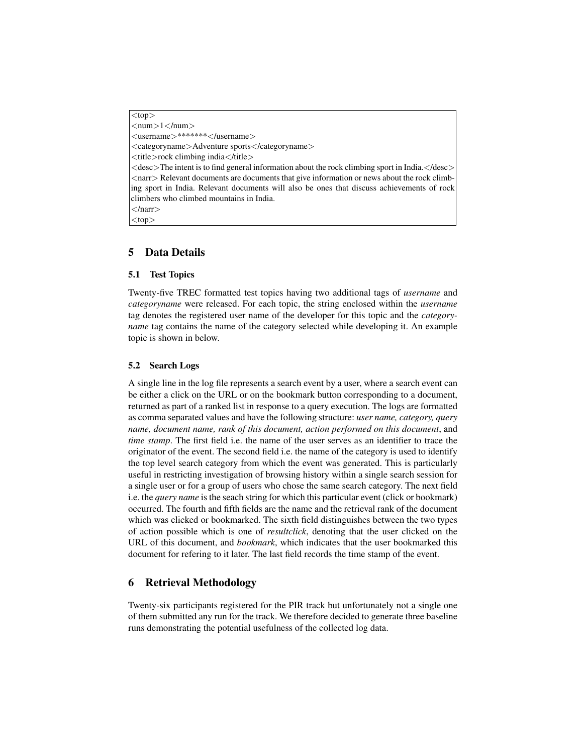```
<top>
<num>1</num>
<username>*******</username>
<categoryname>Adventure sports</categoryname>
<title>rock climbing india</title>
<desc>The intent is to find general information about the rock climbing sport in India.</desc>
<narr> Relevant documents are documents that give information or news about the rock climbing sport in India. Relevant documents will also be ones that discuss achievements of rock climbers who climbed mountains in India.
</narr>
<top>
```

## 5 Data Details

### 5.1 Test Topics

Twenty-five TREC formatted test topics having two additional tags of *username* and *categoryname* were released. For each topic, the string enclosed within the *username* tag denotes the registered user name of the developer for this topic and the *categoryname* tag contains the name of the category selected while developing it. An example topic is shown in below.

### 5.2 Search Logs

A single line in the log file represents a search event by a user, where a search event can be either a click on the URL or on the bookmark button corresponding to a document, returned as part of a ranked list in response to a query execution. The logs are formatted as comma separated values and have the following structure: *user name, category, query name, document name, rank of this document, action performed on this document*, and *time stamp*. The first field i.e. the name of the user serves as an identifier to trace the originator of the event. The second field i.e. the name of the category is used to identify the top level search category from which the event was generated. This is particularly useful in restricting investigation of browsing history within a single search session for a single user or for a group of users who chose the same search category. The next field i.e. the *query name* is the seach string for which this particular event (click or bookmark) occurred. The fourth and fifth fields are the name and the retrieval rank of the document which was clicked or bookmarked. The sixth field distinguishes between the two types of action possible which is one of *resultclick*, denoting that the user clicked on the URL of this document, and *bookmark*, which indicates that the user bookmarked this document for refering to it later. The last field records the time stamp of the event.

## 6 Retrieval Methodology

Twenty-six participants registered for the PIR track but unfortunately not a single one of them submitted any run for the track. We therefore decided to generate three baseline runs demonstrating the potential usefulness of the collected log data.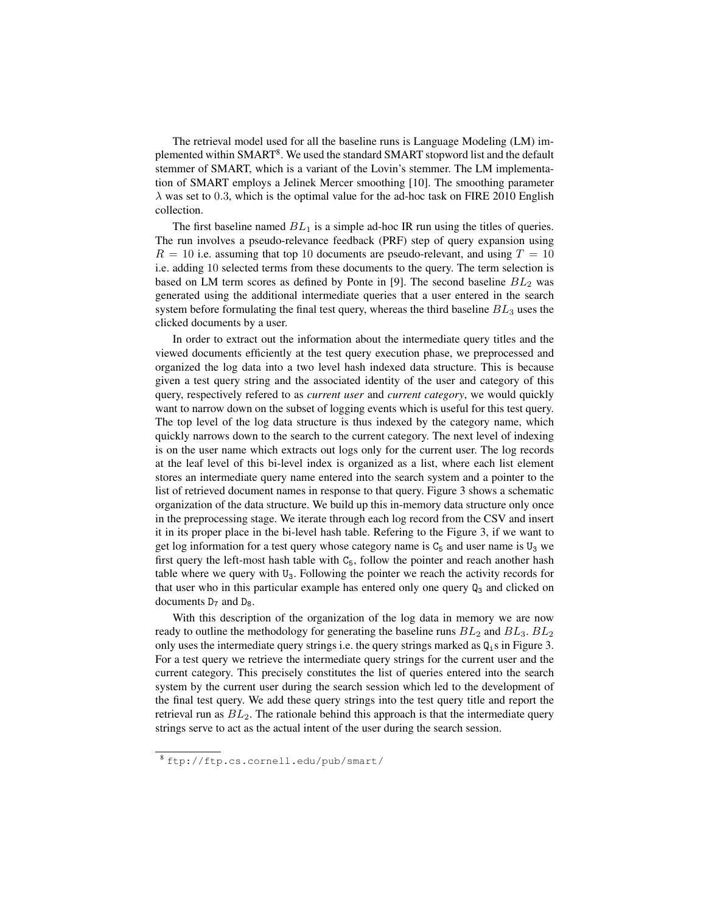The retrieval model used for all the baseline runs is Language Modeling (LM) implemented within SMART[8]. We used the standard SMART stopword list and the default stemmer of SMART, which is a variant of the Lovin's stemmer. The LM implementation of SMART employs a Jelinek Mercer smoothing [10]. The smoothing parameter $\lambda$ was set to $0.3$, which is the optimal value for the ad-hoc task on FIRE 2010 English collection.

The first baseline named $BL_1$ is a simple ad-hoc IR run using the titles of queries. The run involves a pseudo-relevance feedback (PRF) step of query expansion using $R = 10$ i.e. assuming that top $10$ documents are pseudo-relevant, and using $T = 10$ i.e. adding $10$ selected terms from these documents to the query. The term selection is based on LM term scores as defined by Ponte in [9]. The second baseline $BL_2$ was generated using the additional intermediate queries that a user entered in the search system before formulating the final test query, whereas the third baseline $BL_3$ uses the clicked documents by a user.

In order to extract out the information about the intermediate query titles and the viewed documents efficiently at the test query execution phase, we preprocessed and organized the log data into a two level hash indexed data structure. This is because given a test query string and the associated identity of the user and category of this query, respectively refered to as *current user* and *current category*, we would quickly want to narrow down on the subset of logging events which is useful for this test query. The top level of the log data structure is thus indexed by the category name, which quickly narrows down to the search to the current category. The next level of indexing is on the user name which extracts out logs only for the current user. The log records at the leaf level of this bi-level index is organized as a list, where each list element stores an intermediate query name entered into the search system and a pointer to the list of retrieved document names in response to that query. Figure 3 shows a schematic organization of the data structure. We build up this in-memory data structure only once in the preprocessing stage. We iterate through each log record from the CSV and insert it in its proper place in the bi-level hash table. Refering to the Figure 3, if we want to get log information for a test query whose category name is $C_5$ and user name is $U_3$ we first query the left-most hash table with $C_5$, follow the pointer and reach another hash table where we query with $U_3$. Following the pointer we reach the activity records for that user who in this particular example has entered only one query $Q_3$ and clicked on documents $D_7$ and $D_8$.

With this description of the organization of the log data in memory we are now ready to outline the methodology for generating the baseline runs $BL_2$ and $BL_3$. $BL_2$ only uses the intermediate query strings i.e. the query strings marked as $Q_i$s in Figure 3. For a test query we retrieve the intermediate query strings for the current user and the current category. This precisely constitutes the list of queries entered into the search system by the current user during the search session which led to the development of the final test query. We add these query strings into the test query title and report the retrieval run as $BL_2$. The rationale behind this approach is that the intermediate query strings serve to act as the actual intent of the user during the search session.

[8] ftp://ftp.cs.cornell.edu/pub/smart/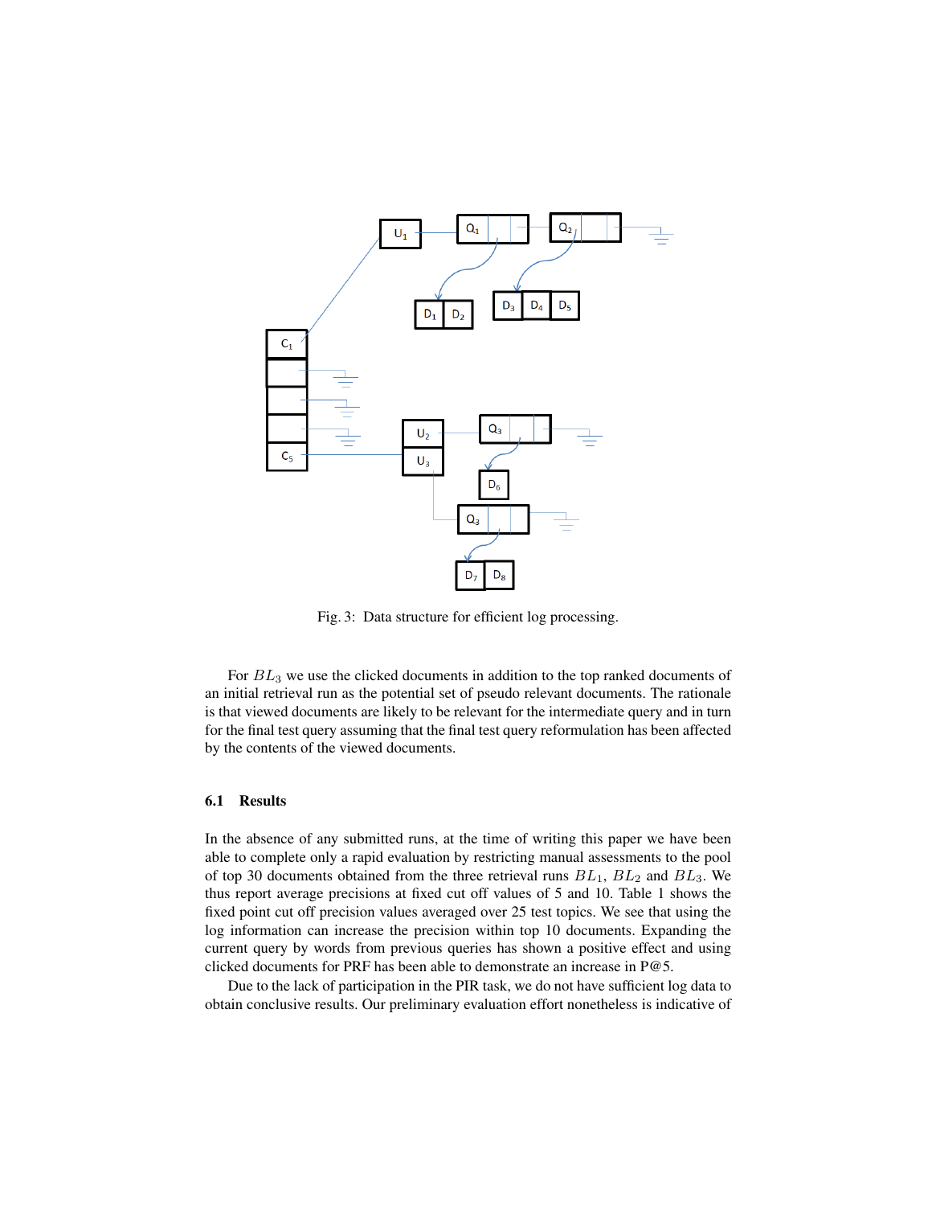Fig. 3: Data structure for efficient log processing.

For $BL_3$ we use the clicked documents in addition to the top ranked documents of an initial retrieval run as the potential set of pseudo relevant documents. The rationale is that viewed documents are likely to be relevant for the intermediate query and in turn for the final test query assuming that the final test query reformulation has been affected by the contents of the viewed documents.

### 6.1 Results

In the absence of any submitted runs, at the time of writing this paper we have been able to complete only a rapid evaluation by restricting manual assessments to the pool of top 30 documents obtained from the three retrieval runs $BL_1$, $BL_2$ and $BL_3$. We thus report average precisions at fixed cut off values of 5 and 10. Table 1 shows the fixed point cut off precision values averaged over 25 test topics. We see that using the log information can increase the precision within top 10 documents. Expanding the current query by words from previous queries has shown a positive effect and using clicked documents for PRF has been able to demonstrate an increase in P@5.

Due to the lack of participation in the PIR task, we do not have sufficient log data to obtain conclusive results. Our preliminary evaluation effort nonetheless is indicative of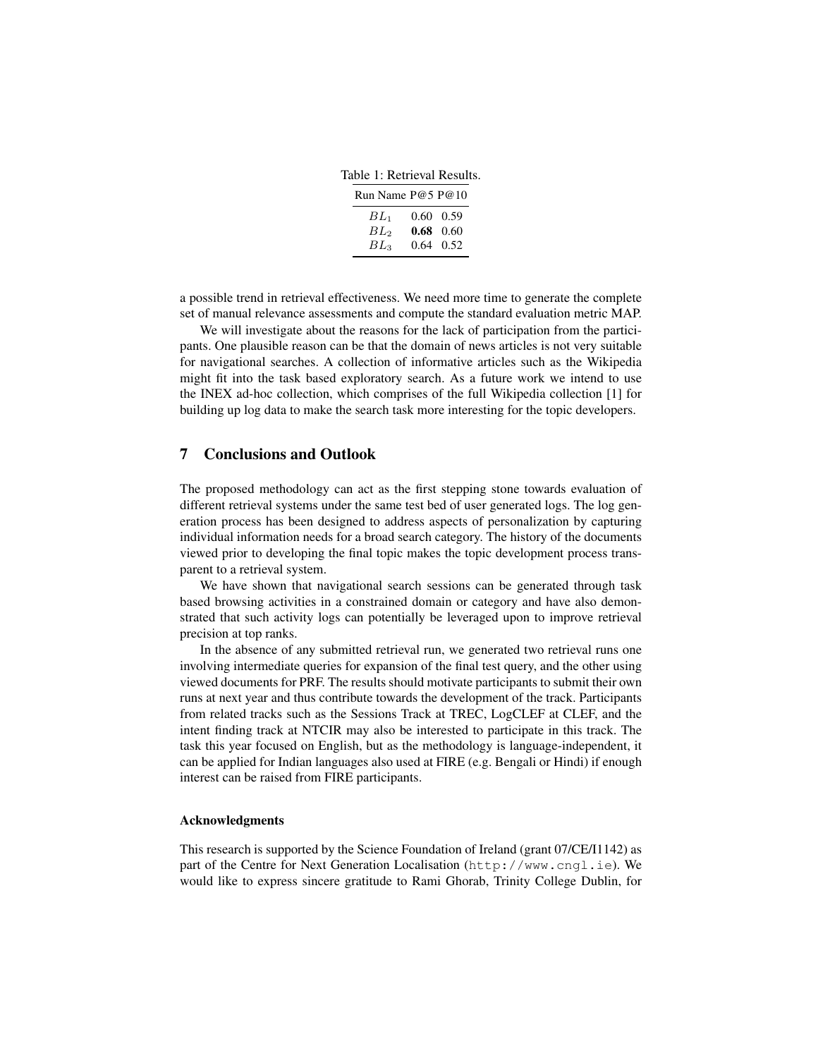Table 1: Retrieval Results.

| Run Name | P@5 | P@10 |
|---|---|---|
| $BL_1$ | 0.60 | 0.59 |
| $BL_2$ | **0.68** | 0.60 |
| $BL_3$ | 0.64 | 0.52 |

a possible trend in retrieval effectiveness. We need more time to generate the complete set of manual relevance assessments and compute the standard evaluation metric MAP.

We will investigate about the reasons for the lack of participation from the participants. One plausible reason can be that the domain of news articles is not very suitable for navigational searches. A collection of informative articles such as the Wikipedia might fit into the task based exploratory search. As a future work we intend to use the INEX ad-hoc collection, which comprises of the full Wikipedia collection [1] for building up log data to make the search task more interesting for the topic developers.

## 7 Conclusions and Outlook

The proposed methodology can act as the first stepping stone towards evaluation of different retrieval systems under the same test bed of user generated logs. The log generation process has been designed to address aspects of personalization by capturing individual information needs for a broad search category. The history of the documents viewed prior to developing the final topic makes the topic development process transparent to a retrieval system.

We have shown that navigational search sessions can be generated through task based browsing activities in a constrained domain or category and have also demonstrated that such activity logs can potentially be leveraged upon to improve retrieval precision at top ranks.

In the absence of any submitted retrieval run, we generated two retrieval runs one involving intermediate queries for expansion of the final test query, and the other using viewed documents for PRF. The results should motivate participants to submit their own runs at next year and thus contribute towards the development of the track. Participants from related tracks such as the Sessions Track at TREC, LogCLEF at CLEF, and the intent finding track at NTCIR may also be interested to participate in this track. The task this year focused on English, but as the methodology is language-independent, it can be applied for Indian languages also used at FIRE (e.g. Bengali or Hindi) if enough interest can be raised from FIRE participants.

### Acknowledgments

This research is supported by the Science Foundation of Ireland (grant 07/CE/I1142) as part of the Centre for Next Generation Localisation (`http://www.cngl.ie`). We would like to express sincere gratitude to Rami Ghorab, Trinity College Dublin, for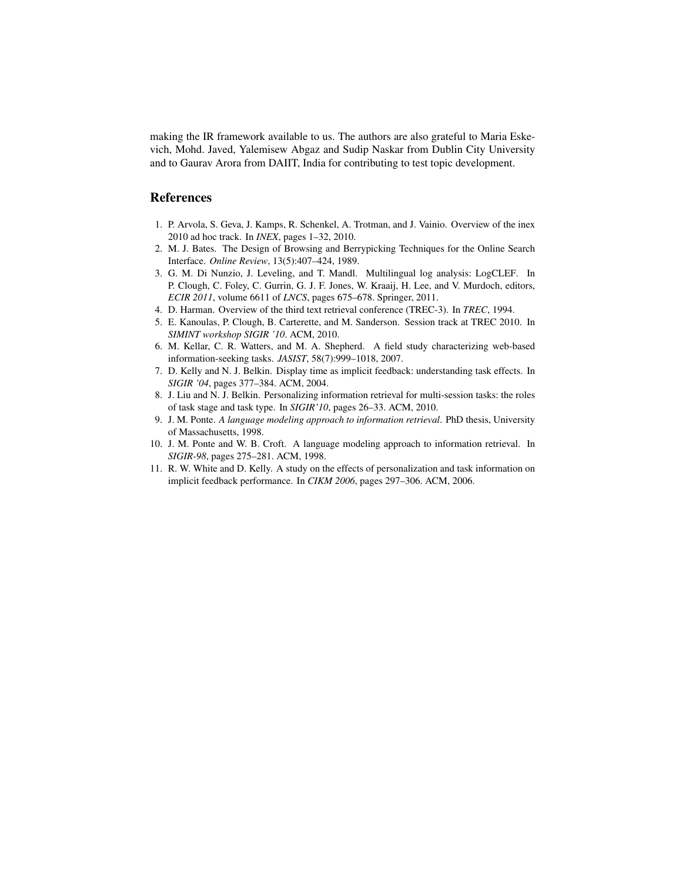making the IR framework available to us. The authors are also grateful to Maria Eskevich, Mohd. Javed, Yalemisew Abgaz and Sudip Naskar from Dublin City University and to Gaurav Arora from DAIIT, India for contributing to test topic development.

## References

1. P. Arvola, S. Geva, J. Kamps, R. Schenkel, A. Trotman, and J. Vainio. Overview of the inex 2010 ad hoc track. In *INEX*, pages 1–32, 2010.
2. M. J. Bates. The Design of Browsing and Berrypicking Techniques for the Online Search Interface. *Online Review*, 13(5):407–424, 1989.
3. G. M. Di Nunzio, J. Leveling, and T. Mandl. Multilingual log analysis: LogCLEF. In P. Clough, C. Foley, C. Gurrin, G. J. F. Jones, W. Kraaij, H. Lee, and V. Murdoch, editors, *ECIR 2011*, volume 6611 of *LNCS*, pages 675–678. Springer, 2011.
4. D. Harman. Overview of the third text retrieval conference (TREC-3). In *TREC*, 1994.
5. E. Kanoulas, P. Clough, B. Carterette, and M. Sanderson. Session track at TREC 2010. In *SIMINT workshop SIGIR '10*. ACM, 2010.
6. M. Kellar, C. R. Watters, and M. A. Shepherd. A field study characterizing web-based information-seeking tasks. *JASIST*, 58(7):999–1018, 2007.
7. D. Kelly and N. J. Belkin. Display time as implicit feedback: understanding task effects. In *SIGIR '04*, pages 377–384. ACM, 2004.
8. J. Liu and N. J. Belkin. Personalizing information retrieval for multi-session tasks: the roles of task stage and task type. In *SIGIR'10*, pages 26–33. ACM, 2010.
9. J. M. Ponte. *A language modeling approach to information retrieval*. PhD thesis, University of Massachusetts, 1998.
10. J. M. Ponte and W. B. Croft. A language modeling approach to information retrieval. In *SIGIR-98*, pages 275–281. ACM, 1998.
11. R. W. White and D. Kelly. A study on the effects of personalization and task information on implicit feedback performance. In *CIKM 2006*, pages 297–306. ACM, 2006.